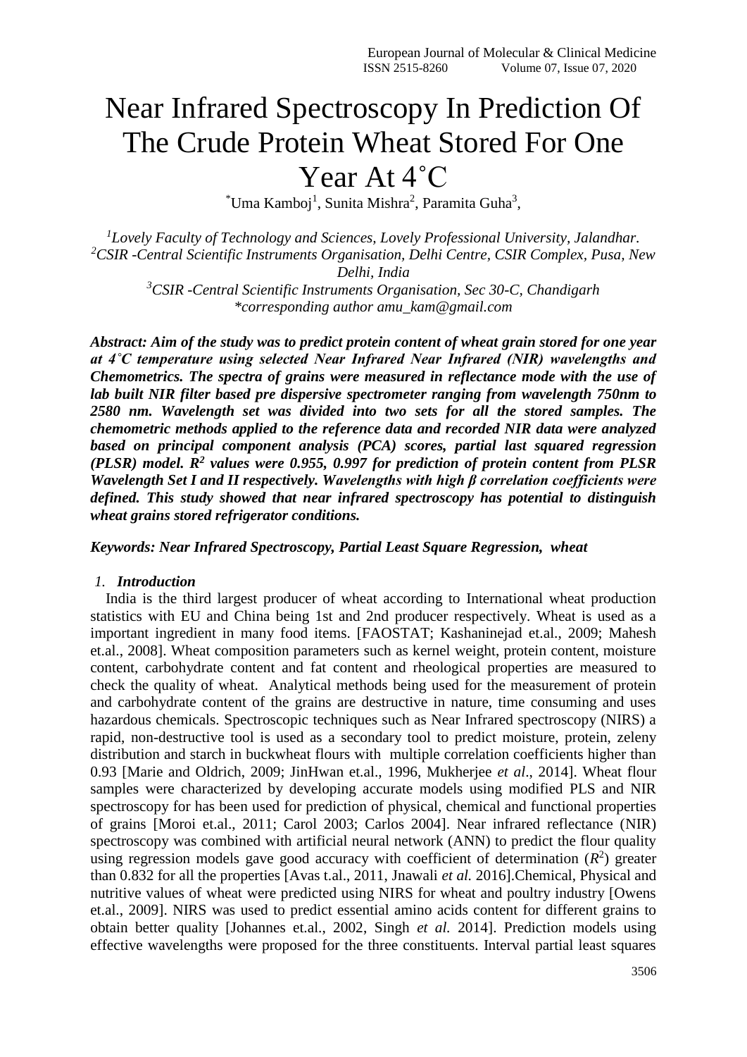# Near Infrared Spectroscopy In Prediction Of The Crude Protein Wheat Stored For One Year At 4˚C

*Uma Kamboj[1], Sunita Mishra[2], Paramita Guha[3],

*[1]Lovely Faculty of Technology and Sciences, Lovely Professional University, Jalandhar.*
*[2]CSIR -Central Scientific Instruments Organisation, Delhi Centre, CSIR Complex, Pusa, New Delhi, India*
*[3]CSIR -Central Scientific Instruments Organisation, Sec 30-C, Chandigarh*
**corresponding author amu_kam@gmail.com*

***Abstract: Aim of the study was to predict protein content of wheat grain stored for one year at 4˚C temperature using selected Near Infrared Near Infrared (NIR) wavelengths and Chemometrics. The spectra of grains were measured in reflectance mode with the use of lab built NIR filter based pre dispersive spectrometer ranging from wavelength 750nm to 2580 nm. Wavelength set was divided into two sets for all the stored samples. The chemometric methods applied to the reference data and recorded NIR data were analyzed based on principal component analysis (PCA) scores, partial last squared regression (PLSR) model. $R^2$ values were 0.955, 0.997 for prediction of protein content from PLSR Wavelength Set I and II respectively. Wavelengths with high β correlation coefficients were defined. This study showed that near infrared spectroscopy has potential to distinguish wheat grains stored refrigerator conditions.***

***Keywords: Near Infrared Spectroscopy, Partial Least Square Regression, wheat***

## 1. Introduction

India is the third largest producer of wheat according to International wheat production statistics with EU and China being 1st and 2nd producer respectively. Wheat is used as a important ingredient in many food items. [FAOSTAT; Kashaninejad et.al., 2009; Mahesh et.al., 2008]. Wheat composition parameters such as kernel weight, protein content, moisture content, carbohydrate content and fat content and rheological properties are measured to check the quality of wheat. Analytical methods being used for the measurement of protein and carbohydrate content of the grains are destructive in nature, time consuming and uses hazardous chemicals. Spectroscopic techniques such as Near Infrared spectroscopy (NIRS) a rapid, non-destructive tool is used as a secondary tool to predict moisture, protein, zeleny distribution and starch in buckwheat flours with multiple correlation coefficients higher than 0.93 [Marie and Oldrich, 2009; JinHwan et.al., 1996, Mukherjee *et al*., 2014]. Wheat flour samples were characterized by developing accurate models using modified PLS and NIR spectroscopy for has been used for prediction of physical, chemical and functional properties of grains [Moroi et.al., 2011; Carol 2003; Carlos 2004]. Near infrared reflectance (NIR) spectroscopy was combined with artificial neural network (ANN) to predict the flour quality using regression models gave good accuracy with coefficient of determination ($R^2$) greater than 0.832 for all the properties [Avas t.al., 2011, Jnawali *et al.* 2016].Chemical, Physical and nutritive values of wheat were predicted using NIRS for wheat and poultry industry [Owens et.al., 2009]. NIRS was used to predict essential amino acids content for different grains to obtain better quality [Johannes et.al., 2002, Singh *et al.* 2014]. Prediction models using effective wavelengths were proposed for the three constituents. Interval partial least squares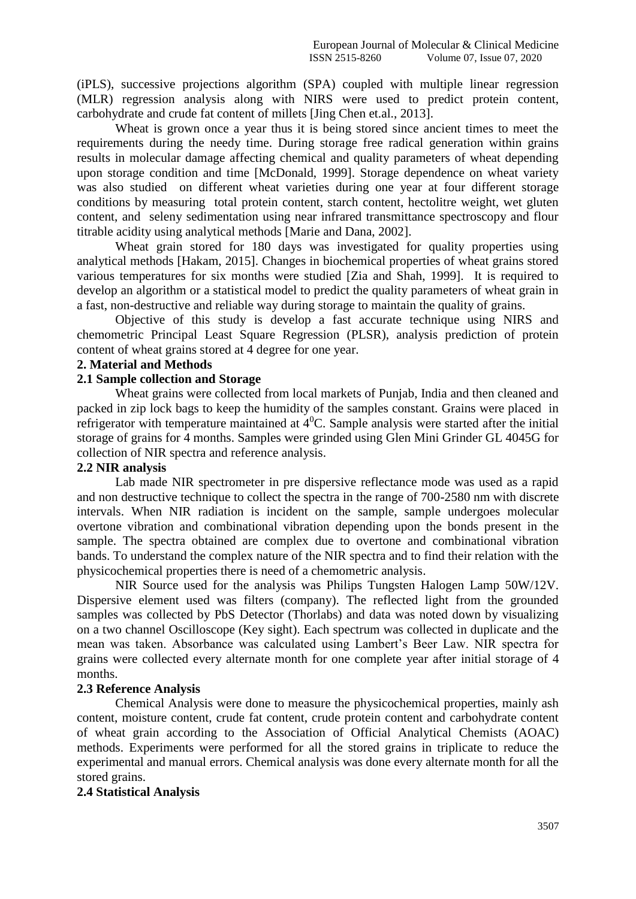(iPLS), successive projections algorithm (SPA) coupled with multiple linear regression (MLR) regression analysis along with NIRS were used to predict protein content, carbohydrate and crude fat content of millets [Jing Chen et.al., 2013].

Wheat is grown once a year thus it is being stored since ancient times to meet the requirements during the needy time. During storage free radical generation within grains results in molecular damage affecting chemical and quality parameters of wheat depending upon storage condition and time [McDonald, 1999]. Storage dependence on wheat variety was also studied on different wheat varieties during one year at four different storage conditions by measuring total protein content, starch content, hectolitre weight, wet gluten content, and seleny sedimentation using near infrared transmittance spectroscopy and flour titrable acidity using analytical methods [Marie and Dana, 2002].

Wheat grain stored for 180 days was investigated for quality properties using analytical methods [Hakam, 2015]. Changes in biochemical properties of wheat grains stored various temperatures for six months were studied [Zia and Shah, 1999]. It is required to develop an algorithm or a statistical model to predict the quality parameters of wheat grain in a fast, non-destructive and reliable way during storage to maintain the quality of grains.

Objective of this study is develop a fast accurate technique using NIRS and chemometric Principal Least Square Regression (PLSR), analysis prediction of protein content of wheat grains stored at 4 degree for one year.

## 2. Material and Methods

### 2.1 Sample collection and Storage

Wheat grains were collected from local markets of Punjab, India and then cleaned and packed in zip lock bags to keep the humidity of the samples constant. Grains were placed in refrigerator with temperature maintained at $4^0$C. Sample analysis were started after the initial storage of grains for 4 months. Samples were grinded using Glen Mini Grinder GL 4045G for collection of NIR spectra and reference analysis.

### 2.2 NIR analysis

Lab made NIR spectrometer in pre dispersive reflectance mode was used as a rapid and non destructive technique to collect the spectra in the range of 700-2580 nm with discrete intervals. When NIR radiation is incident on the sample, sample undergoes molecular overtone vibration and combinational vibration depending upon the bonds present in the sample. The spectra obtained are complex due to overtone and combinational vibration bands. To understand the complex nature of the NIR spectra and to find their relation with the physicochemical properties there is need of a chemometric analysis.

NIR Source used for the analysis was Philips Tungsten Halogen Lamp 50W/12V. Dispersive element used was filters (company). The reflected light from the grounded samples was collected by PbS Detector (Thorlabs) and data was noted down by visualizing on a two channel Oscilloscope (Key sight). Each spectrum was collected in duplicate and the mean was taken. Absorbance was calculated using Lambert's Beer Law. NIR spectra for grains were collected every alternate month for one complete year after initial storage of 4 months.

### 2.3 Reference Analysis

Chemical Analysis were done to measure the physicochemical properties, mainly ash content, moisture content, crude fat content, crude protein content and carbohydrate content of wheat grain according to the Association of Official Analytical Chemists (AOAC) methods. Experiments were performed for all the stored grains in triplicate to reduce the experimental and manual errors. Chemical analysis was done every alternate month for all the stored grains.

### 2.4 Statistical Analysis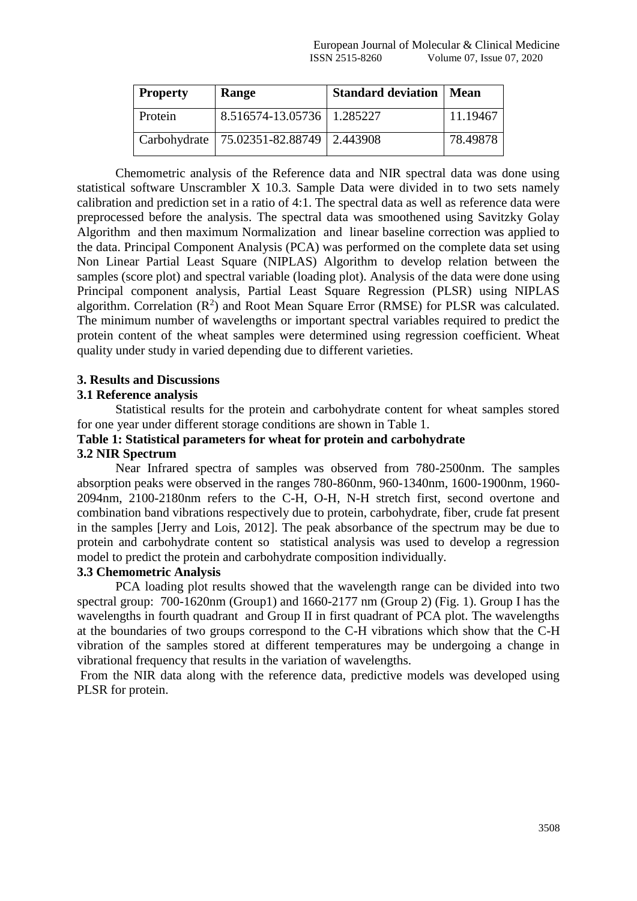| Property | Range | Standard deviation | Mean |
|---|---|---|---|
| Protein | 8.516574-13.05736 | 1.285227 | 11.19467 |
| Carbohydrate | 75.02351-82.88749 | 2.443908 | 78.49878 |

Chemometric analysis of the Reference data and NIR spectral data was done using statistical software Unscrambler X 10.3. Sample Data were divided in to two sets namely calibration and prediction set in a ratio of 4:1. The spectral data as well as reference data were preprocessed before the analysis. The spectral data was smoothened using Savitzky Golay Algorithm and then maximum Normalization and linear baseline correction was applied to the data. Principal Component Analysis (PCA) was performed on the complete data set using Non Linear Partial Least Square (NIPLAS) Algorithm to develop relation between the samples (score plot) and spectral variable (loading plot). Analysis of the data were done using Principal component analysis, Partial Least Square Regression (PLSR) using NIPLAS algorithm. Correlation ($R^2$) and Root Mean Square Error (RMSE) for PLSR was calculated. The minimum number of wavelengths or important spectral variables required to predict the protein content of the wheat samples were determined using regression coefficient. Wheat quality under study in varied depending due to different varieties.

## 3. Results and Discussions

### 3.1 Reference analysis

Statistical results for the protein and carbohydrate content for wheat samples stored for one year under different storage conditions are shown in Table 1.

**Table 1: Statistical parameters for wheat for protein and carbohydrate**

### 3.2 NIR Spectrum

Near Infrared spectra of samples was observed from 780-2500nm. The samples absorption peaks were observed in the ranges 780-860nm, 960-1340nm, 1600-1900nm, 1960-2094nm, 2100-2180nm refers to the C-H, O-H, N-H stretch first, second overtone and combination band vibrations respectively due to protein, carbohydrate, fiber, crude fat present in the samples [Jerry and Lois, 2012]. The peak absorbance of the spectrum may be due to protein and carbohydrate content so statistical analysis was used to develop a regression model to predict the protein and carbohydrate composition individually.

### 3.3 Chemometric Analysis

PCA loading plot results showed that the wavelength range can be divided into two spectral group: 700-1620nm (Group1) and 1660-2177 nm (Group 2) (Fig. 1). Group I has the wavelengths in fourth quadrant and Group II in first quadrant of PCA plot. The wavelengths at the boundaries of two groups correspond to the C-H vibrations which show that the C-H vibration of the samples stored at different temperatures may be undergoing a change in vibrational frequency that results in the variation of wavelengths.

From the NIR data along with the reference data, predictive models was developed using PLSR for protein.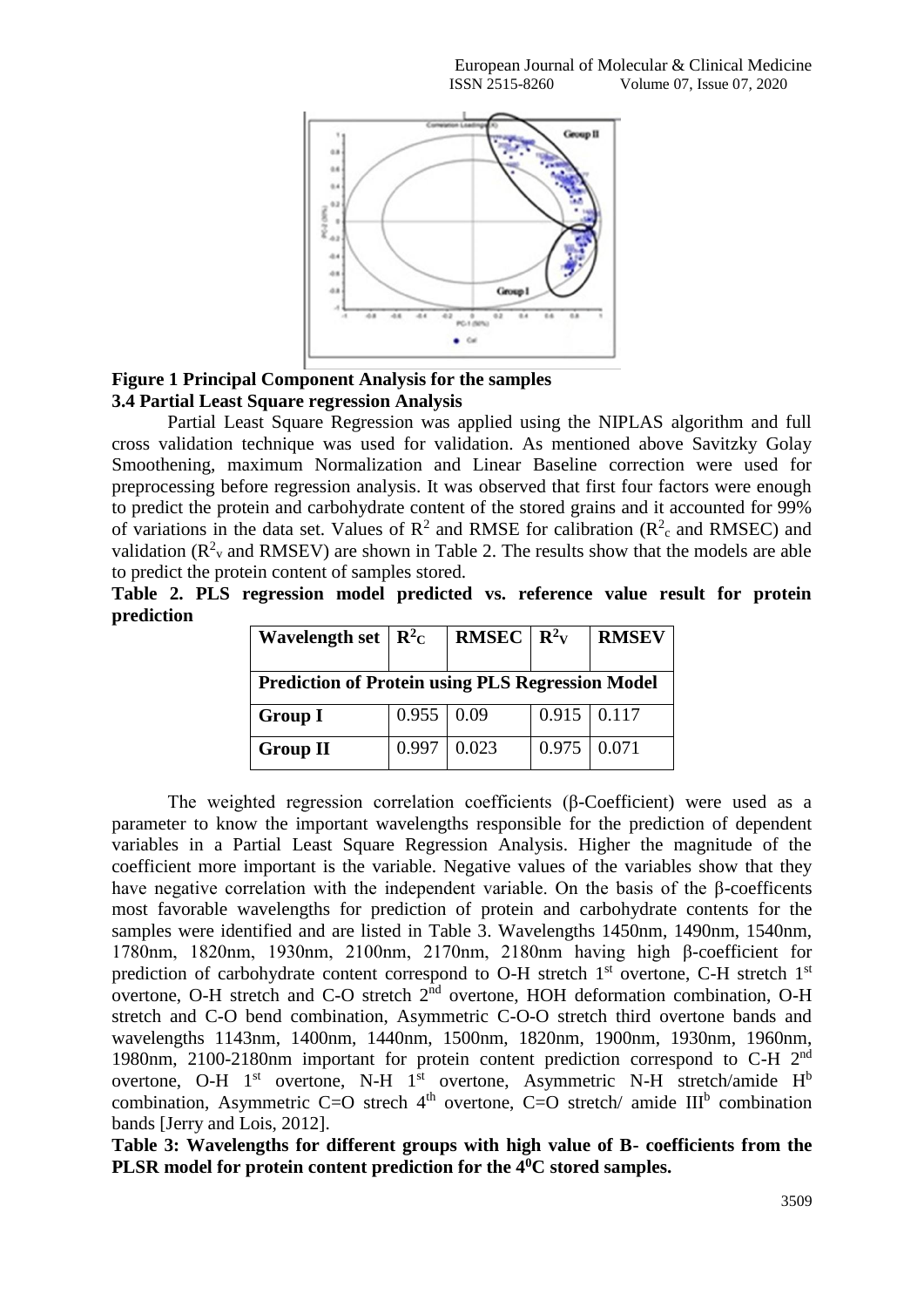**Figure 1 Principal Component Analysis for the samples**

**3.4 Partial Least Square regression Analysis**

Partial Least Square Regression was applied using the NIPLAS algorithm and full cross validation technique was used for validation. As mentioned above Savitzky Golay Smoothening, maximum Normalization and Linear Baseline correction were used for preprocessing before regression analysis. It was observed that first four factors were enough to predict the protein and carbohydrate content of the stored grains and it accounted for 99% of variations in the data set. Values of $R^2$ and RMSE for calibration ($R^2_c$ and RMSEC) and validation ($R^2_v$ and RMSEV) are shown in Table 2. The results show that the models are able to predict the protein content of samples stored.

**Table 2. PLS regression model predicted vs. reference value result for protein prediction**

| Wavelength set | $R^2_C$ | RMSEC | $R^2_V$ | RMSEV |
|---|---|---|---|---|
| **Prediction of Protein using PLS Regression Model** | | | | |
| **Group I** | 0.955 | 0.09 | 0.915 | 0.117 |
| **Group II** | 0.997 | 0.023 | 0.975 | 0.071 |

The weighted regression correlation coefficients (β-Coefficient) were used as a parameter to know the important wavelengths responsible for the prediction of dependent variables in a Partial Least Square Regression Analysis. Higher the magnitude of the coefficient more important is the variable. Negative values of the variables show that they have negative correlation with the independent variable. On the basis of the β-coefficents most favorable wavelengths for prediction of protein and carbohydrate contents for the samples were identified and are listed in Table 3. Wavelengths 1450nm, 1490nm, 1540nm, 1780nm, 1820nm, 1930nm, 2100nm, 2170nm, 2180nm having high β-coefficient for prediction of carbohydrate content correspond to O-H stretch 1st overtone, C-H stretch 1st overtone, O-H stretch and C-O stretch 2nd overtone, HOH deformation combination, O-H stretch and C-O bend combination, Asymmetric C-O-O stretch third overtone bands and wavelengths 1143nm, 1400nm, 1440nm, 1500nm, 1820nm, 1900nm, 1930nm, 1960nm, 1980nm, 2100-2180nm important for protein content prediction correspond to C-H 2nd overtone, O-H 1st overtone, N-H 1st overtone, Asymmetric N-H stretch/amide H[b] combination, Asymmetric C=O strech 4th overtone, C=O stretch/ amide III[b] combination bands [Jerry and Lois, 2012].

**Table 3: Wavelengths for different groups with high value of B- coefficients from the PLSR model for protein content prediction for the 4$^0$C stored samples.**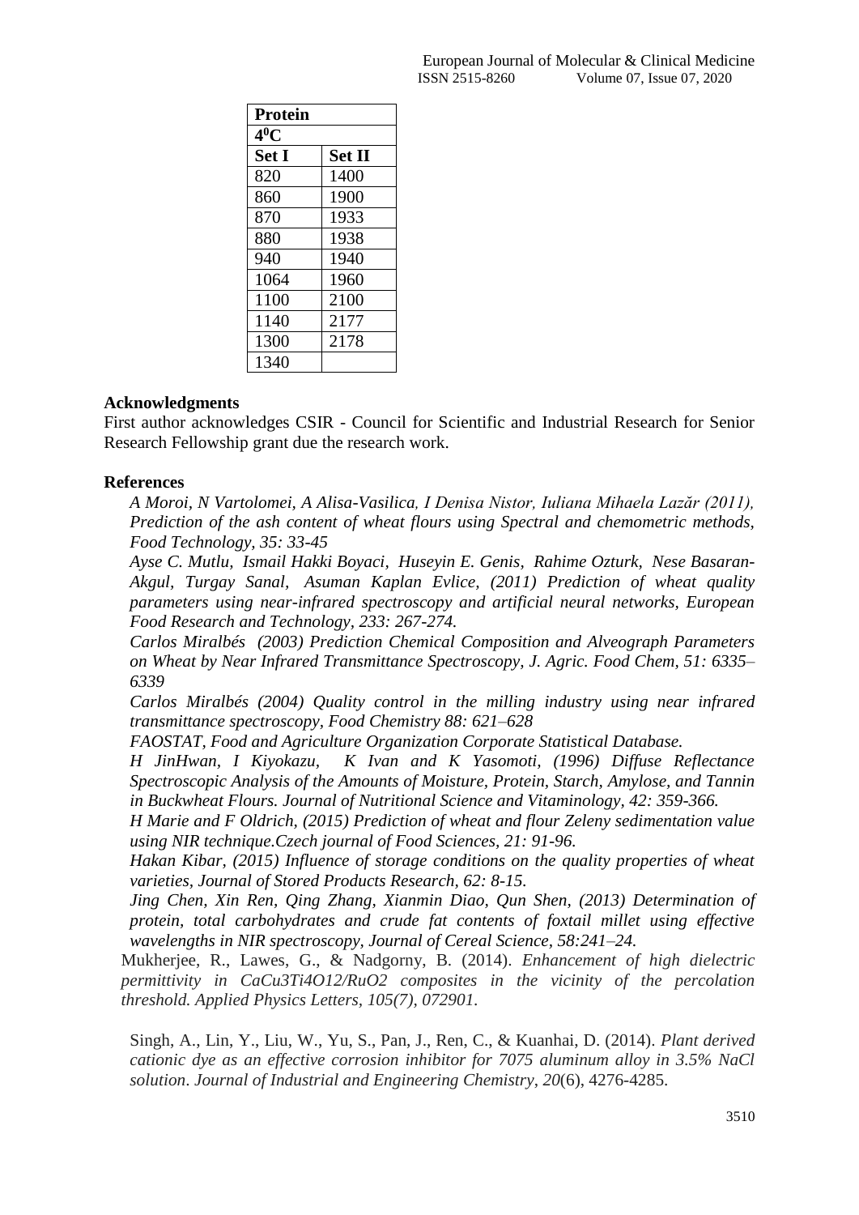| Protein | |
|---|---|
| $4^0C$ | |
| **Set I** | **Set II** |
| 820 | 1400 |
| 860 | 1900 |
| 870 | 1933 |
| 880 | 1938 |
| 940 | 1940 |
| 1064 | 1960 |
| 1100 | 2100 |
| 1140 | 2177 |
| 1300 | 2178 |
| 1340 | |

## Acknowledgments

First author acknowledges CSIR - Council for Scientific and Industrial Research for Senior Research Fellowship grant due the research work.

## References

*A Moroi, N Vartolomei, A Alisa-Vasilica, I Denisa Nistor, Iuliana Mihaela Lazăr (2011), Prediction of the ash content of wheat flours using Spectral and chemometric methods, Food Technology, 35: 33-45*

*Ayse C. Mutlu, Ismail Hakki Boyaci, Huseyin E. Genis, Rahime Ozturk, Nese Basaran-Akgul, Turgay Sanal, Asuman Kaplan Evlice, (2011) Prediction of wheat quality parameters using near-infrared spectroscopy and artificial neural networks, European Food Research and Technology, 233: 267-274.*

*Carlos Miralbés (2003) Prediction Chemical Composition and Alveograph Parameters on Wheat by Near Infrared Transmittance Spectroscopy, J. Agric. Food Chem, 51: 6335–6339*

*Carlos Miralbés (2004) Quality control in the milling industry using near infrared transmittance spectroscopy, Food Chemistry 88: 621–628*

*FAOSTAT, Food and Agriculture Organization Corporate Statistical Database.*

*H JinHwan, I Kiyokazu, K Ivan and K Yasomoti, (1996) Diffuse Reflectance Spectroscopic Analysis of the Amounts of Moisture, Protein, Starch, Amylose, and Tannin in Buckwheat Flours. Journal of Nutritional Science and Vitaminology, 42: 359-366.*

*H Marie and F Oldrich, (2015) Prediction of wheat and flour Zeleny sedimentation value using NIR technique.Czech journal of Food Sciences, 21: 91-96.*

*Hakan Kibar, (2015) Influence of storage conditions on the quality properties of wheat varieties, Journal of Stored Products Research, 62: 8-15.*

*Jing Chen, Xin Ren, Qing Zhang, Xianmin Diao, Qun Shen, (2013) Determination of protein, total carbohydrates and crude fat contents of foxtail millet using effective wavelengths in NIR spectroscopy, Journal of Cereal Science, 58:241–24.*

Mukherjee, R., Lawes, G., & Nadgorny, B. (2014). *Enhancement of high dielectric permittivity in CaCu3Ti4O12/RuO2 composites in the vicinity of the percolation threshold. Applied Physics Letters, 105(7), 072901.*

Singh, A., Lin, Y., Liu, W., Yu, S., Pan, J., Ren, C., & Kuanhai, D. (2014). *Plant derived cationic dye as an effective corrosion inhibitor for 7075 aluminum alloy in 3.5% NaCl solution*. *Journal of Industrial and Engineering Chemistry*, *20*(6), 4276-4285.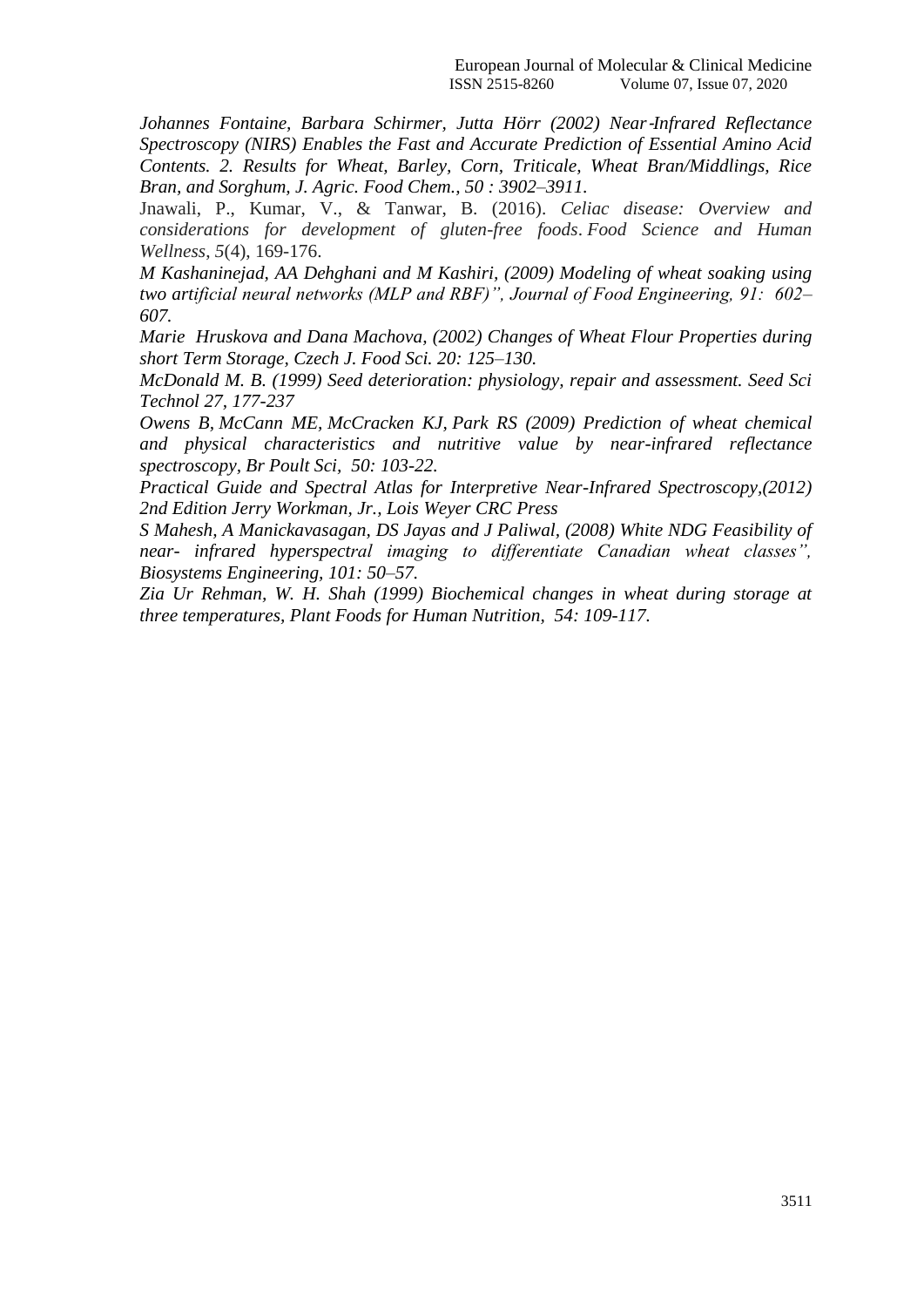*Johannes Fontaine, Barbara Schirmer, Jutta Hörr (2002) Near-Infrared Reflectance Spectroscopy (NIRS) Enables the Fast and Accurate Prediction of Essential Amino Acid Contents. 2. Results for Wheat, Barley, Corn, Triticale, Wheat Bran/Middlings, Rice Bran, and Sorghum, J. Agric. Food Chem., 50 : 3902–3911.*

Jnawali, P., Kumar, V., & Tanwar, B. (2016). *Celiac disease: Overview and considerations for development of gluten-free foods*. *Food Science and Human Wellness*, *5*(4), 169-176.

*M Kashaninejad, AA Dehghani and M Kashiri, (2009) Modeling of wheat soaking using two artificial neural networks (MLP and RBF)", Journal of Food Engineering, 91: 602–607.*

*Marie Hruskova and Dana Machova, (2002) Changes of Wheat Flour Properties during short Term Storage, Czech J. Food Sci. 20: 125–130.*

*McDonald M. B. (1999) Seed deterioration: physiology, repair and assessment. Seed Sci Technol 27, 177-237*

*Owens B, McCann ME, McCracken KJ, Park RS (2009) Prediction of wheat chemical and physical characteristics and nutritive value by near-infrared reflectance spectroscopy, Br Poult Sci, 50: 103-22.*

*Practical Guide and Spectral Atlas for Interpretive Near-Infrared Spectroscopy,(2012) 2nd Edition Jerry Workman, Jr., Lois Weyer CRC Press*

*S Mahesh, A Manickavasagan, DS Jayas and J Paliwal, (2008) White NDG Feasibility of near- infrared hyperspectral imaging to differentiate Canadian wheat classes", Biosystems Engineering, 101: 50–57.*

*Zia Ur Rehman, W. H. Shah (1999) Biochemical changes in wheat during storage at three temperatures, Plant Foods for Human Nutrition, 54: 109-117.*